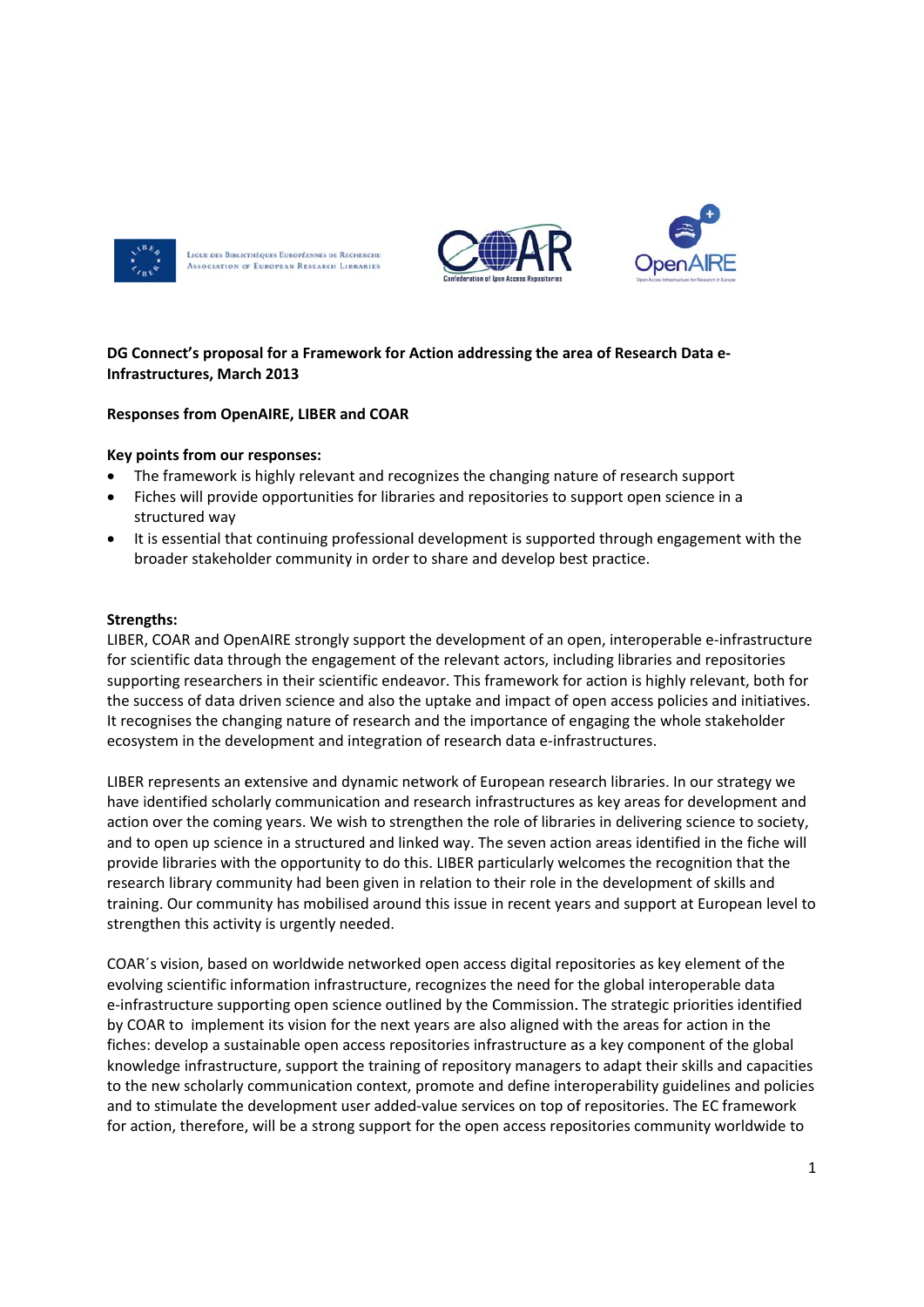**DG Connect's proposal for a Framework for Action addressing the area of Research Data e-Infrastructures, March 2013**

**Responses from OpenAIRE, LIBER and COAR**

**Key points from our responses:**

- The framework is highly relevant and recognizes the changing nature of research support
- Fiches will provide opportunities for libraries and repositories to support open science in a structured way
- It is essential that continuing professional development is supported through engagement with the broader stakeholder community in order to share and develop best practice.

**Strengths:**

LIBER, COAR and OpenAIRE strongly support the development of an open, interoperable e-infrastructure for scientific data through the engagement of the relevant actors, including libraries and repositories supporting researchers in their scientific endeavor. This framework for action is highly relevant, both for the success of data driven science and also the uptake and impact of open access policies and initiatives. It recognises the changing nature of research and the importance of engaging the whole stakeholder ecosystem in the development and integration of research data e-infrastructures.

LIBER represents an extensive and dynamic network of European research libraries. In our strategy we have identified scholarly communication and research infrastructures as key areas for development and action over the coming years. We wish to strengthen the role of libraries in delivering science to society, and to open up science in a structured and linked way. The seven action areas identified in the fiche will provide libraries with the opportunity to do this. LIBER particularly welcomes the recognition that the research library community had been given in relation to their role in the development of skills and training. Our community has mobilised around this issue in recent years and support at European level to strengthen this activity is urgently needed.

COAR´s vision, based on worldwide networked open access digital repositories as key element of the evolving scientific information infrastructure, recognizes the need for the global interoperable data e-infrastructure supporting open science outlined by the Commission. The strategic priorities identified by COAR to implement its vision for the next years are also aligned with the areas for action in the fiches: develop a sustainable open access repositories infrastructure as a key component of the global knowledge infrastructure, support the training of repository managers to adapt their skills and capacities to the new scholarly communication context, promote and define interoperability guidelines and policies and to stimulate the development user added-value services on top of repositories. The EC framework for action, therefore, will be a strong support for the open access repositories community worldwide to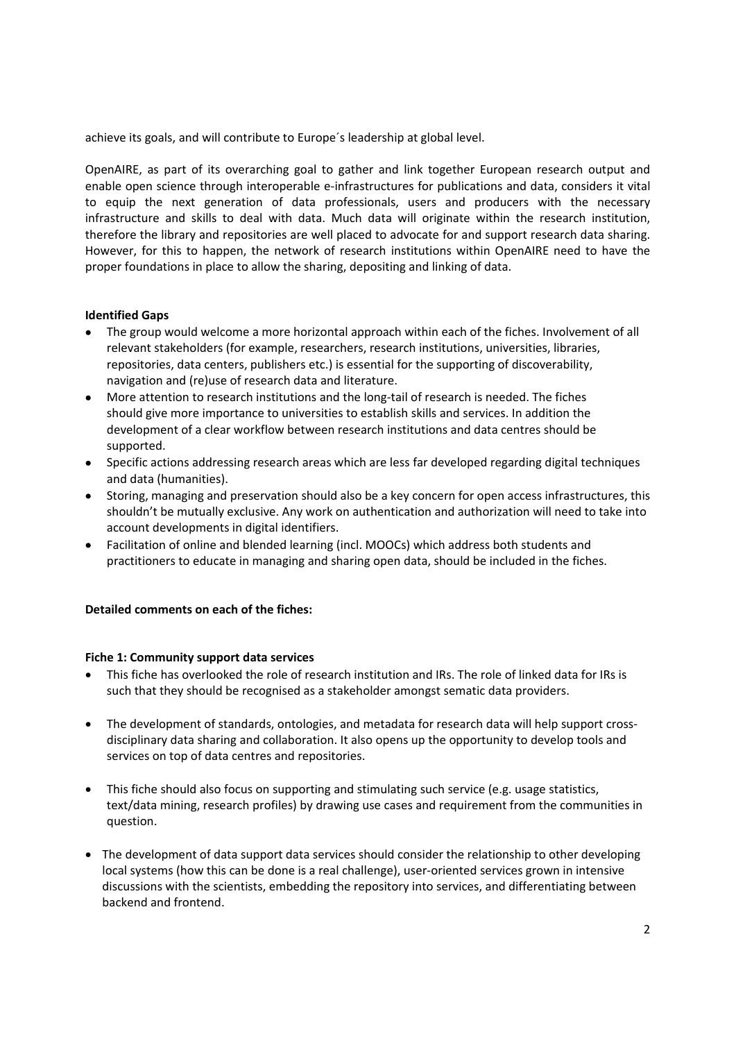achieve its goals, and will contribute to Europe´s leadership at global level.

OpenAIRE, as part of its overarching goal to gather and link together European research output and enable open science through interoperable e-infrastructures for publications and data, considers it vital to equip the next generation of data professionals, users and producers with the necessary infrastructure and skills to deal with data. Much data will originate within the research institution, therefore the library and repositories are well placed to advocate for and support research data sharing. However, for this to happen, the network of research institutions within OpenAIRE need to have the proper foundations in place to allow the sharing, depositing and linking of data.

**Identified Gaps**

- The group would welcome a more horizontal approach within each of the fiches. Involvement of all relevant stakeholders (for example, researchers, research institutions, universities, libraries, repositories, data centers, publishers etc.) is essential for the supporting of discoverability, navigation and (re)use of research data and literature.
- More attention to research institutions and the long-tail of research is needed. The fiches should give more importance to universities to establish skills and services. In addition the development of a clear workflow between research institutions and data centres should be supported.
- Specific actions addressing research areas which are less far developed regarding digital techniques and data (humanities).
- Storing, managing and preservation should also be a key concern for open access infrastructures, this shouldn't be mutually exclusive. Any work on authentication and authorization will need to take into account developments in digital identifiers.
- Facilitation of online and blended learning (incl. MOOCs) which address both students and practitioners to educate in managing and sharing open data, should be included in the fiches.

**Detailed comments on each of the fiches:**

**Fiche 1: Community support data services**

- This fiche has overlooked the role of research institution and IRs. The role of linked data for IRs is such that they should be recognised as a stakeholder amongst sematic data providers.
- The development of standards, ontologies, and metadata for research data will help support cross-disciplinary data sharing and collaboration. It also opens up the opportunity to develop tools and services on top of data centres and repositories.
- This fiche should also focus on supporting and stimulating such service (e.g. usage statistics, text/data mining, research profiles) by drawing use cases and requirement from the communities in question.
- The development of data support data services should consider the relationship to other developing local systems (how this can be done is a real challenge), user-oriented services grown in intensive discussions with the scientists, embedding the repository into services, and differentiating between backend and frontend.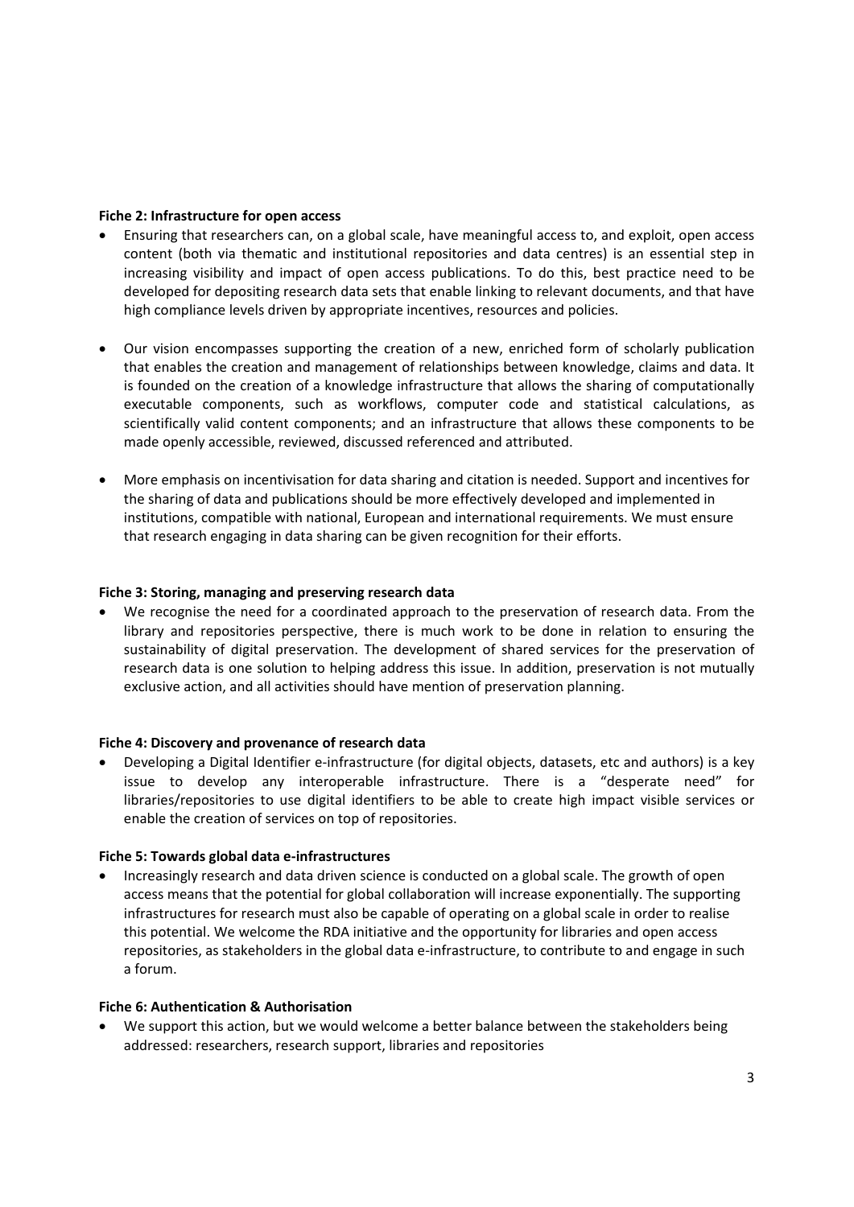**Fiche 2: Infrastructure for open access**

- Ensuring that researchers can, on a global scale, have meaningful access to, and exploit, open access content (both via thematic and institutional repositories and data centres) is an essential step in increasing visibility and impact of open access publications. To do this, best practice need to be developed for depositing research data sets that enable linking to relevant documents, and that have high compliance levels driven by appropriate incentives, resources and policies.

- Our vision encompasses supporting the creation of a new, enriched form of scholarly publication that enables the creation and management of relationships between knowledge, claims and data. It is founded on the creation of a knowledge infrastructure that allows the sharing of computationally executable components, such as workflows, computer code and statistical calculations, as scientifically valid content components; and an infrastructure that allows these components to be made openly accessible, reviewed, discussed referenced and attributed.

- More emphasis on incentivisation for data sharing and citation is needed. Support and incentives for the sharing of data and publications should be more effectively developed and implemented in institutions, compatible with national, European and international requirements. We must ensure that research engaging in data sharing can be given recognition for their efforts.

**Fiche 3: Storing, managing and preserving research data**

- We recognise the need for a coordinated approach to the preservation of research data. From the library and repositories perspective, there is much work to be done in relation to ensuring the sustainability of digital preservation. The development of shared services for the preservation of research data is one solution to helping address this issue. In addition, preservation is not mutually exclusive action, and all activities should have mention of preservation planning.

**Fiche 4: Discovery and provenance of research data**

- Developing a Digital Identifier e-infrastructure (for digital objects, datasets, etc and authors) is a key issue to develop any interoperable infrastructure. There is a "desperate need" for libraries/repositories to use digital identifiers to be able to create high impact visible services or enable the creation of services on top of repositories.

**Fiche 5: Towards global data e-infrastructures**

- Increasingly research and data driven science is conducted on a global scale. The growth of open access means that the potential for global collaboration will increase exponentially. The supporting infrastructures for research must also be capable of operating on a global scale in order to realise this potential. We welcome the RDA initiative and the opportunity for libraries and open access repositories, as stakeholders in the global data e-infrastructure, to contribute to and engage in such a forum.

**Fiche 6: Authentication & Authorisation**

- We support this action, but we would welcome a better balance between the stakeholders being addressed: researchers, research support, libraries and repositories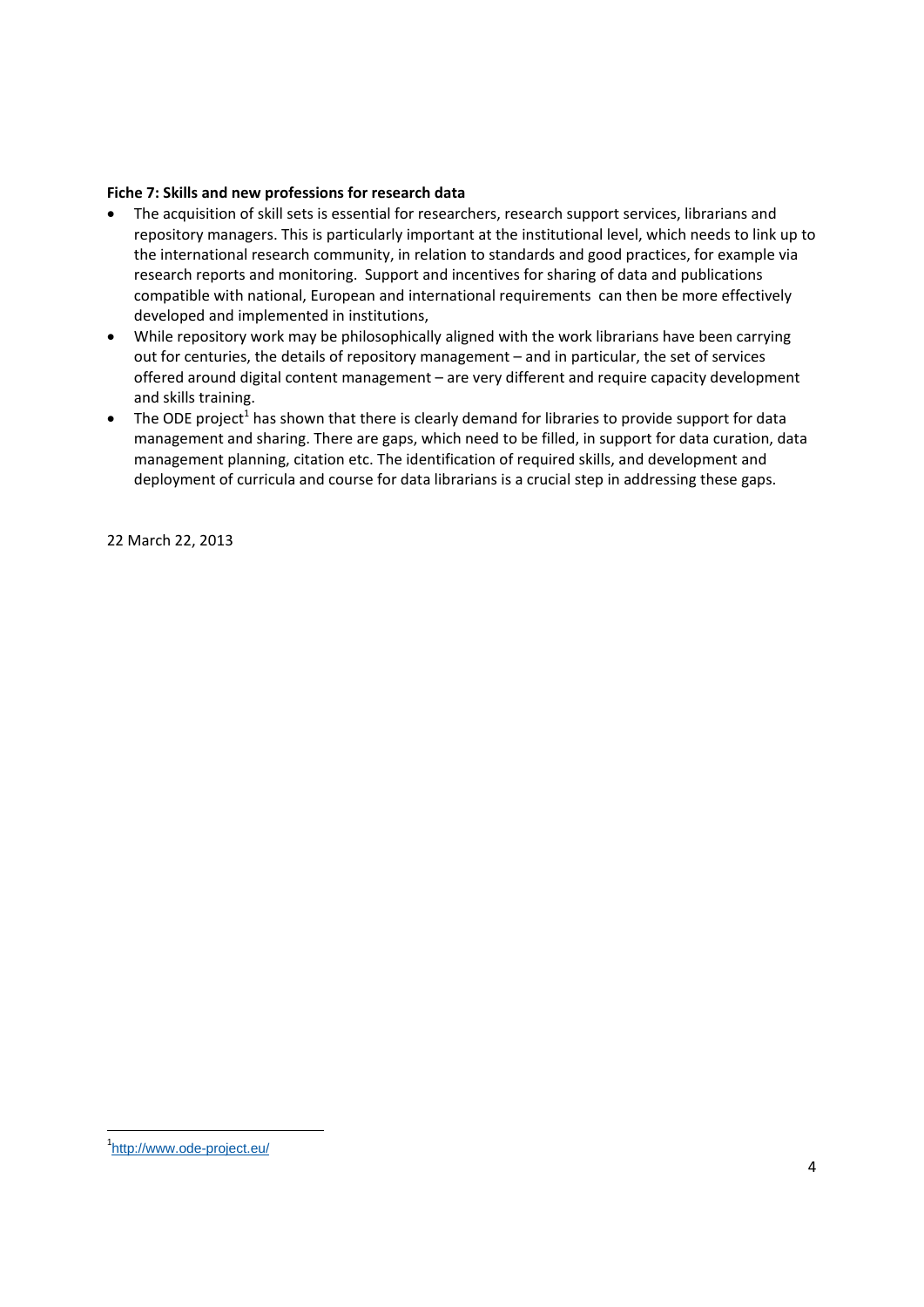**Fiche 7: Skills and new professions for research data**

- The acquisition of skill sets is essential for researchers, research support services, librarians and repository managers. This is particularly important at the institutional level, which needs to link up to the international research community, in relation to standards and good practices, for example via research reports and monitoring. Support and incentives for sharing of data and publications compatible with national, European and international requirements can then be more effectively developed and implemented in institutions,
- While repository work may be philosophically aligned with the work librarians have been carrying out for centuries, the details of repository management – and in particular, the set of services offered around digital content management – are very different and require capacity development and skills training.
- The ODE project[1] has shown that there is clearly demand for libraries to provide support for data management and sharing. There are gaps, which need to be filled, in support for data curation, data management planning, citation etc. The identification of required skills, and development and deployment of curricula and course for data librarians is a crucial step in addressing these gaps.

22 March 22, 2013

[1] http://www.ode-project.eu/